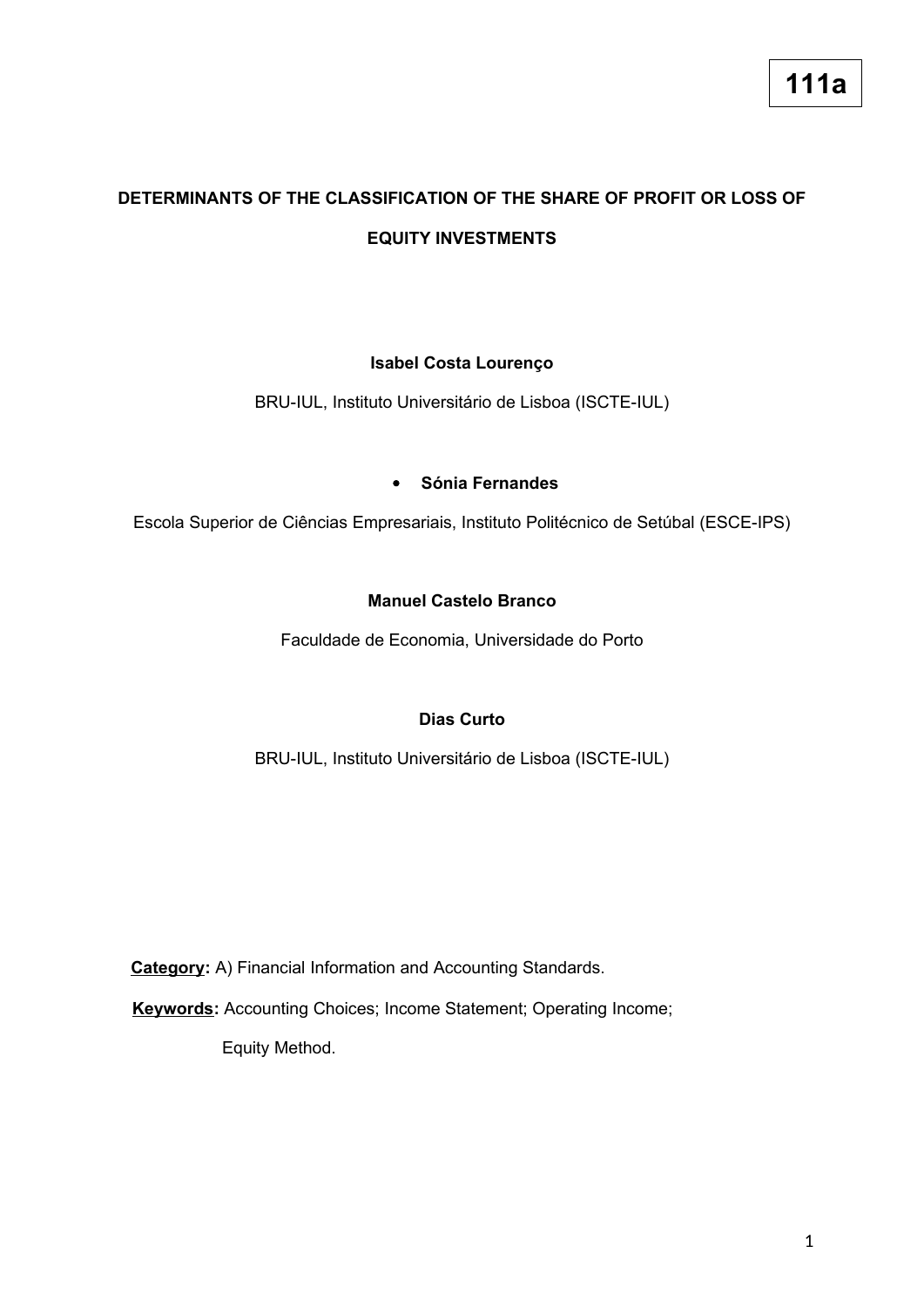**111a**

# DETERMINANTS OF THE CLASSIFICATION OF THE SHARE OF PROFIT OR LOSS OF EQUITY INVESTMENTS

**Isabel Costa Lourenço**

BRU-IUL, Instituto Universitário de Lisboa (ISCTE-IUL)

- **Sónia Fernandes**

Escola Superior de Ciências Empresariais, Instituto Politécnico de Setúbal (ESCE-IPS)

**Manuel Castelo Branco**

Faculdade de Economia, Universidade do Porto

**Dias Curto**

BRU-IUL, Instituto Universitário de Lisboa (ISCTE-IUL)

**Category:** A) Financial Information and Accounting Standards.

**Keywords:** Accounting Choices; Income Statement; Operating Income; Equity Method.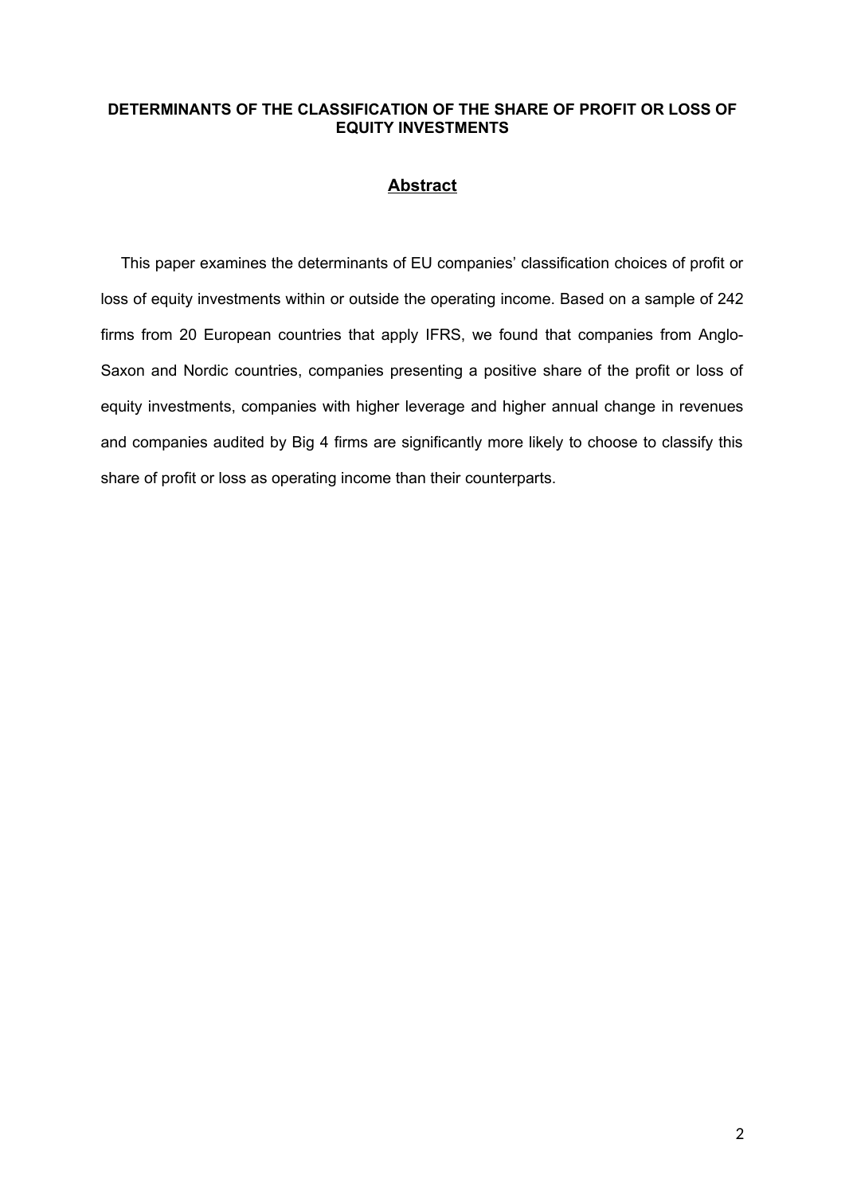**DETERMINANTS OF THE CLASSIFICATION OF THE SHARE OF PROFIT OR LOSS OF EQUITY INVESTMENTS**

## Abstract

This paper examines the determinants of EU companies' classification choices of profit or loss of equity investments within or outside the operating income. Based on a sample of 242 firms from 20 European countries that apply IFRS, we found that companies from Anglo-Saxon and Nordic countries, companies presenting a positive share of the profit or loss of equity investments, companies with higher leverage and higher annual change in revenues and companies audited by Big 4 firms are significantly more likely to choose to classify this share of profit or loss as operating income than their counterparts.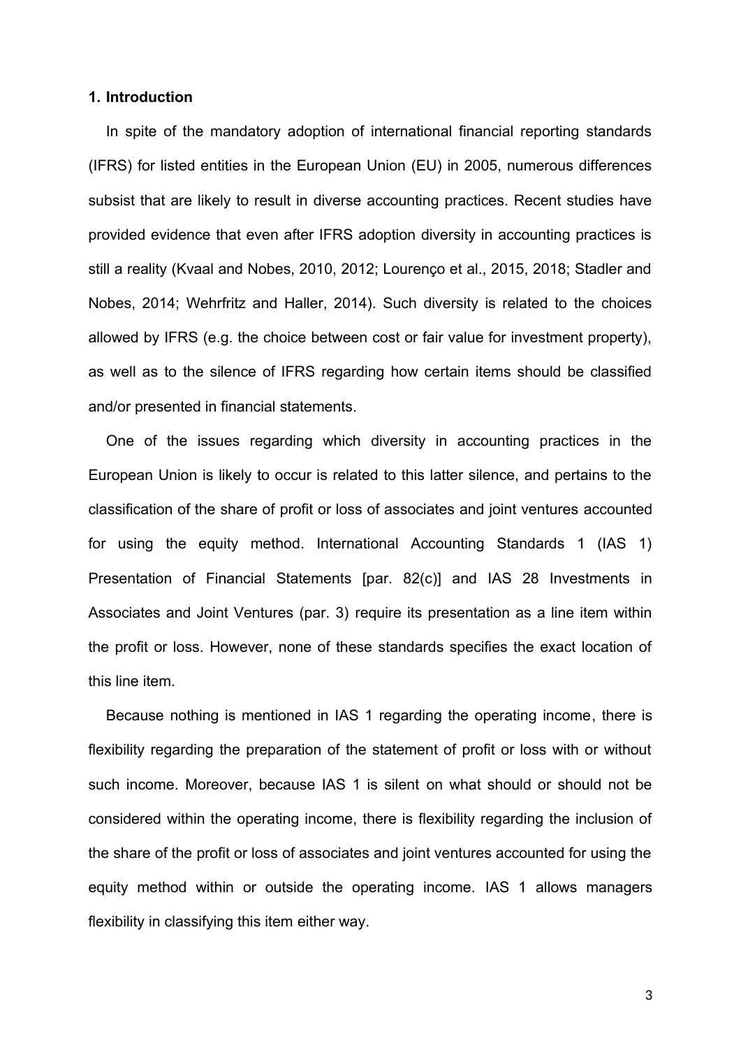## 1. Introduction

In spite of the mandatory adoption of international financial reporting standards (IFRS) for listed entities in the European Union (EU) in 2005, numerous differences subsist that are likely to result in diverse accounting practices. Recent studies have provided evidence that even after IFRS adoption diversity in accounting practices is still a reality (Kvaal and Nobes, 2010, 2012; Lourenço et al., 2015, 2018; Stadler and Nobes, 2014; Wehrfritz and Haller, 2014). Such diversity is related to the choices allowed by IFRS (e.g. the choice between cost or fair value for investment property), as well as to the silence of IFRS regarding how certain items should be classified and/or presented in financial statements.

One of the issues regarding which diversity in accounting practices in the European Union is likely to occur is related to this latter silence, and pertains to the classification of the share of profit or loss of associates and joint ventures accounted for using the equity method. International Accounting Standards 1 (IAS 1) Presentation of Financial Statements [par. 82(c)] and IAS 28 Investments in Associates and Joint Ventures (par. 3) require its presentation as a line item within the profit or loss. However, none of these standards specifies the exact location of this line item.

Because nothing is mentioned in IAS 1 regarding the operating income, there is flexibility regarding the preparation of the statement of profit or loss with or without such income. Moreover, because IAS 1 is silent on what should or should not be considered within the operating income, there is flexibility regarding the inclusion of the share of the profit or loss of associates and joint ventures accounted for using the equity method within or outside the operating income. IAS 1 allows managers flexibility in classifying this item either way.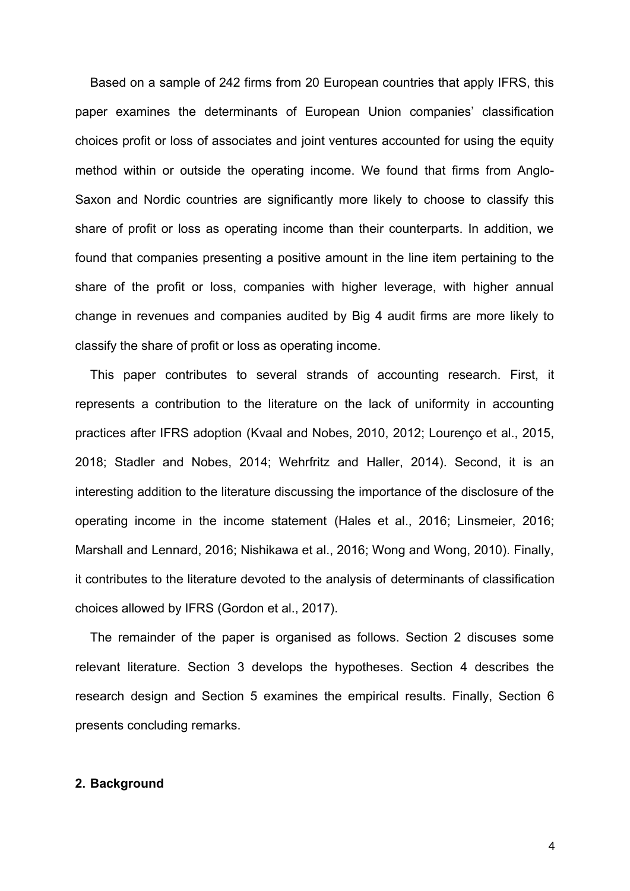Based on a sample of 242 firms from 20 European countries that apply IFRS, this paper examines the determinants of European Union companies' classification choices profit or loss of associates and joint ventures accounted for using the equity method within or outside the operating income. We found that firms from Anglo-Saxon and Nordic countries are significantly more likely to choose to classify this share of profit or loss as operating income than their counterparts. In addition, we found that companies presenting a positive amount in the line item pertaining to the share of the profit or loss, companies with higher leverage, with higher annual change in revenues and companies audited by Big 4 audit firms are more likely to classify the share of profit or loss as operating income.

This paper contributes to several strands of accounting research. First, it represents a contribution to the literature on the lack of uniformity in accounting practices after IFRS adoption (Kvaal and Nobes, 2010, 2012; Lourenço et al., 2015, 2018; Stadler and Nobes, 2014; Wehrfritz and Haller, 2014). Second, it is an interesting addition to the literature discussing the importance of the disclosure of the operating income in the income statement (Hales et al., 2016; Linsmeier, 2016; Marshall and Lennard, 2016; Nishikawa et al., 2016; Wong and Wong, 2010). Finally, it contributes to the literature devoted to the analysis of determinants of classification choices allowed by IFRS (Gordon et al., 2017).

The remainder of the paper is organised as follows. Section 2 discuses some relevant literature. Section 3 develops the hypotheses. Section 4 describes the research design and Section 5 examines the empirical results. Finally, Section 6 presents concluding remarks.

## 2. Background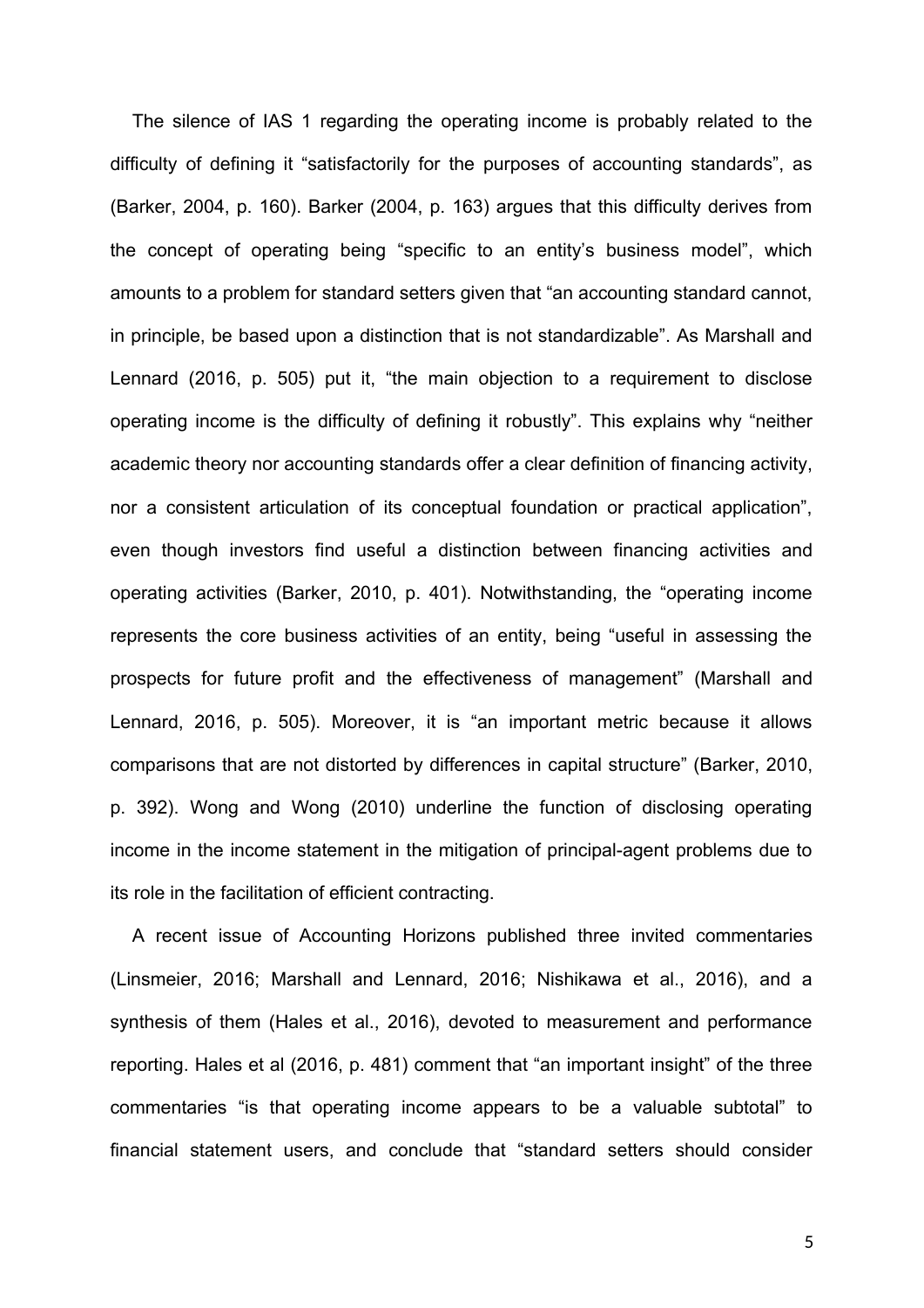The silence of IAS 1 regarding the operating income is probably related to the difficulty of defining it "satisfactorily for the purposes of accounting standards", as (Barker, 2004, p. 160). Barker (2004, p. 163) argues that this difficulty derives from the concept of operating being "specific to an entity's business model", which amounts to a problem for standard setters given that "an accounting standard cannot, in principle, be based upon a distinction that is not standardizable". As Marshall and Lennard (2016, p. 505) put it, "the main objection to a requirement to disclose operating income is the difficulty of defining it robustly". This explains why "neither academic theory nor accounting standards offer a clear definition of financing activity, nor a consistent articulation of its conceptual foundation or practical application", even though investors find useful a distinction between financing activities and operating activities (Barker, 2010, p. 401). Notwithstanding, the "operating income represents the core business activities of an entity, being "useful in assessing the prospects for future profit and the effectiveness of management" (Marshall and Lennard, 2016, p. 505). Moreover, it is "an important metric because it allows comparisons that are not distorted by differences in capital structure" (Barker, 2010, p. 392). Wong and Wong (2010) underline the function of disclosing operating income in the income statement in the mitigation of principal-agent problems due to its role in the facilitation of efficient contracting.

A recent issue of Accounting Horizons published three invited commentaries (Linsmeier, 2016; Marshall and Lennard, 2016; Nishikawa et al., 2016), and a synthesis of them (Hales et al., 2016), devoted to measurement and performance reporting. Hales et al (2016, p. 481) comment that "an important insight" of the three commentaries "is that operating income appears to be a valuable subtotal" to financial statement users, and conclude that "standard setters should consider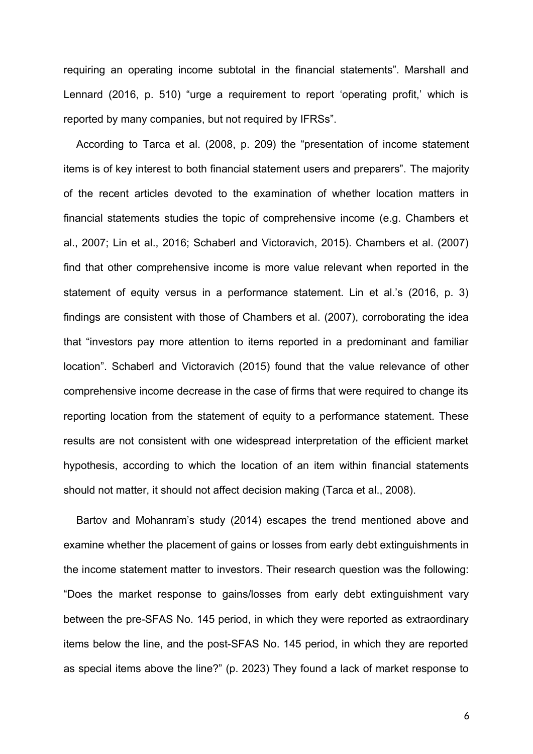requiring an operating income subtotal in the financial statements". Marshall and Lennard (2016, p. 510) "urge a requirement to report 'operating profit,' which is reported by many companies, but not required by IFRSs".

According to Tarca et al. (2008, p. 209) the "presentation of income statement items is of key interest to both financial statement users and preparers". The majority of the recent articles devoted to the examination of whether location matters in financial statements studies the topic of comprehensive income (e.g. Chambers et al., 2007; Lin et al., 2016; Schaberl and Victoravich, 2015). Chambers et al. (2007) find that other comprehensive income is more value relevant when reported in the statement of equity versus in a performance statement. Lin et al.'s (2016, p. 3) findings are consistent with those of Chambers et al. (2007), corroborating the idea that "investors pay more attention to items reported in a predominant and familiar location". Schaberl and Victoravich (2015) found that the value relevance of other comprehensive income decrease in the case of firms that were required to change its reporting location from the statement of equity to a performance statement. These results are not consistent with one widespread interpretation of the efficient market hypothesis, according to which the location of an item within financial statements should not matter, it should not affect decision making (Tarca et al., 2008).

Bartov and Mohanram's study (2014) escapes the trend mentioned above and examine whether the placement of gains or losses from early debt extinguishments in the income statement matter to investors. Their research question was the following: "Does the market response to gains/losses from early debt extinguishment vary between the pre-SFAS No. 145 period, in which they were reported as extraordinary items below the line, and the post-SFAS No. 145 period, in which they are reported as special items above the line?" (p. 2023) They found a lack of market response to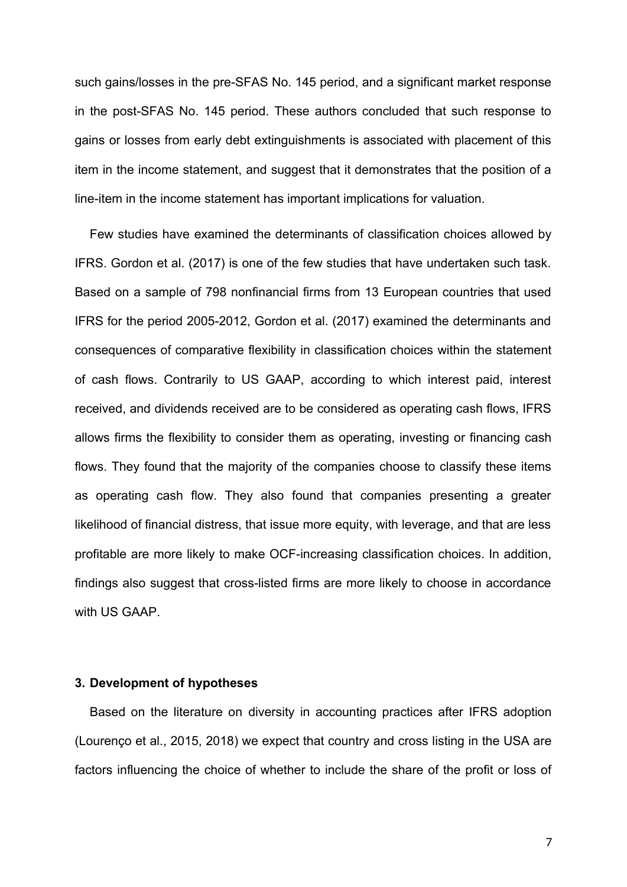such gains/losses in the pre-SFAS No. 145 period, and a significant market response in the post-SFAS No. 145 period. These authors concluded that such response to gains or losses from early debt extinguishments is associated with placement of this item in the income statement, and suggest that it demonstrates that the position of a line-item in the income statement has important implications for valuation.

Few studies have examined the determinants of classification choices allowed by IFRS. Gordon et al. (2017) is one of the few studies that have undertaken such task. Based on a sample of 798 nonfinancial firms from 13 European countries that used IFRS for the period 2005-2012, Gordon et al. (2017) examined the determinants and consequences of comparative flexibility in classification choices within the statement of cash flows. Contrarily to US GAAP, according to which interest paid, interest received, and dividends received are to be considered as operating cash flows, IFRS allows firms the flexibility to consider them as operating, investing or financing cash flows. They found that the majority of the companies choose to classify these items as operating cash flow. They also found that companies presenting a greater likelihood of financial distress, that issue more equity, with leverage, and that are less profitable are more likely to make OCF-increasing classification choices. In addition, findings also suggest that cross-listed firms are more likely to choose in accordance with US GAAP.

## 3. Development of hypotheses

Based on the literature on diversity in accounting practices after IFRS adoption (Lourenço et al., 2015, 2018) we expect that country and cross listing in the USA are factors influencing the choice of whether to include the share of the profit or loss of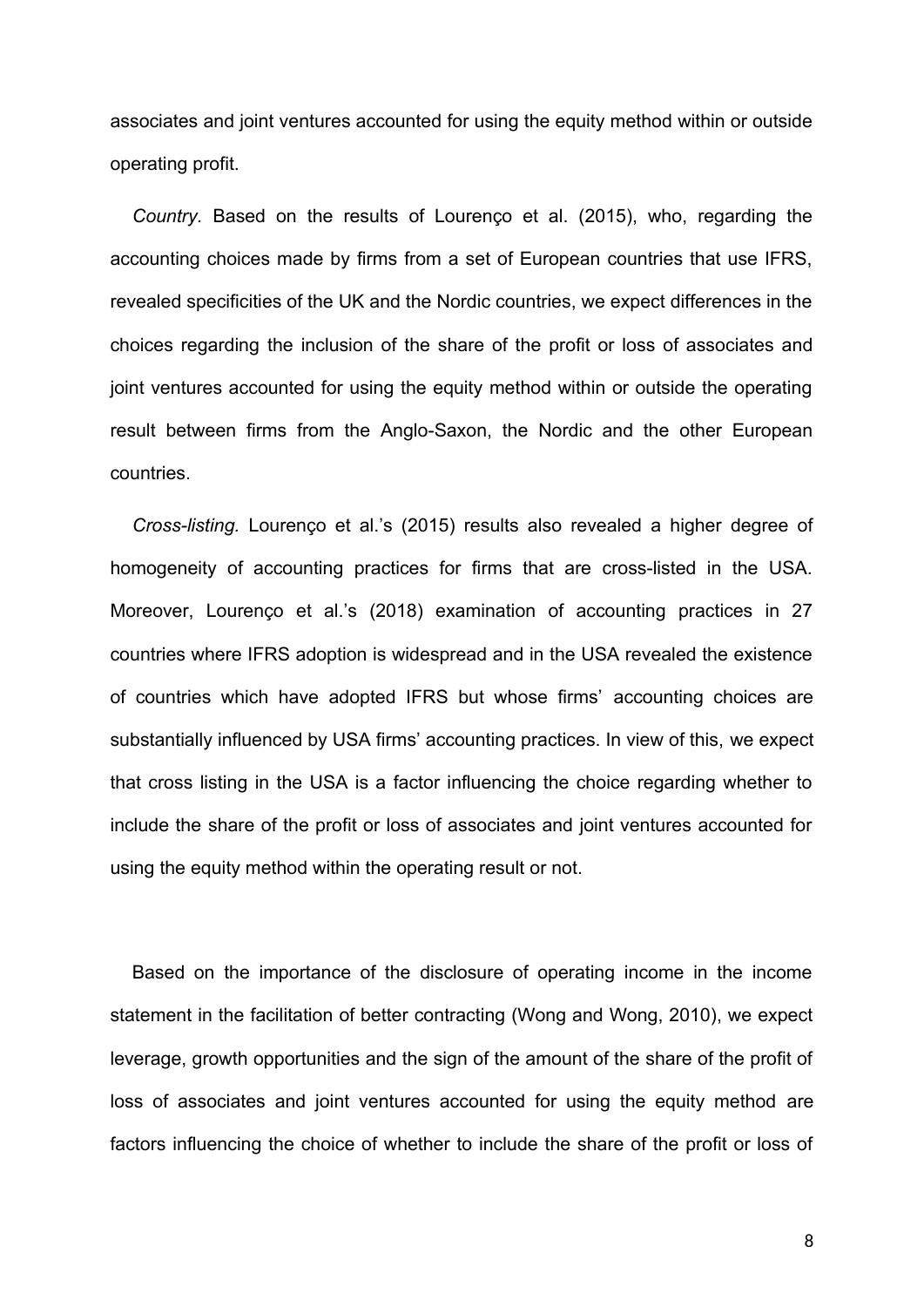associates and joint ventures accounted for using the equity method within or outside operating profit.

*Country.* Based on the results of Lourenço et al. (2015), who, regarding the accounting choices made by firms from a set of European countries that use IFRS, revealed specificities of the UK and the Nordic countries, we expect differences in the choices regarding the inclusion of the share of the profit or loss of associates and joint ventures accounted for using the equity method within or outside the operating result between firms from the Anglo-Saxon, the Nordic and the other European countries.

*Cross-listing.* Lourenço et al.'s (2015) results also revealed a higher degree of homogeneity of accounting practices for firms that are cross-listed in the USA. Moreover, Lourenço et al.'s (2018) examination of accounting practices in 27 countries where IFRS adoption is widespread and in the USA revealed the existence of countries which have adopted IFRS but whose firms' accounting choices are substantially influenced by USA firms' accounting practices. In view of this, we expect that cross listing in the USA is a factor influencing the choice regarding whether to include the share of the profit or loss of associates and joint ventures accounted for using the equity method within the operating result or not.

Based on the importance of the disclosure of operating income in the income statement in the facilitation of better contracting (Wong and Wong, 2010), we expect leverage, growth opportunities and the sign of the amount of the share of the profit of loss of associates and joint ventures accounted for using the equity method are factors influencing the choice of whether to include the share of the profit or loss of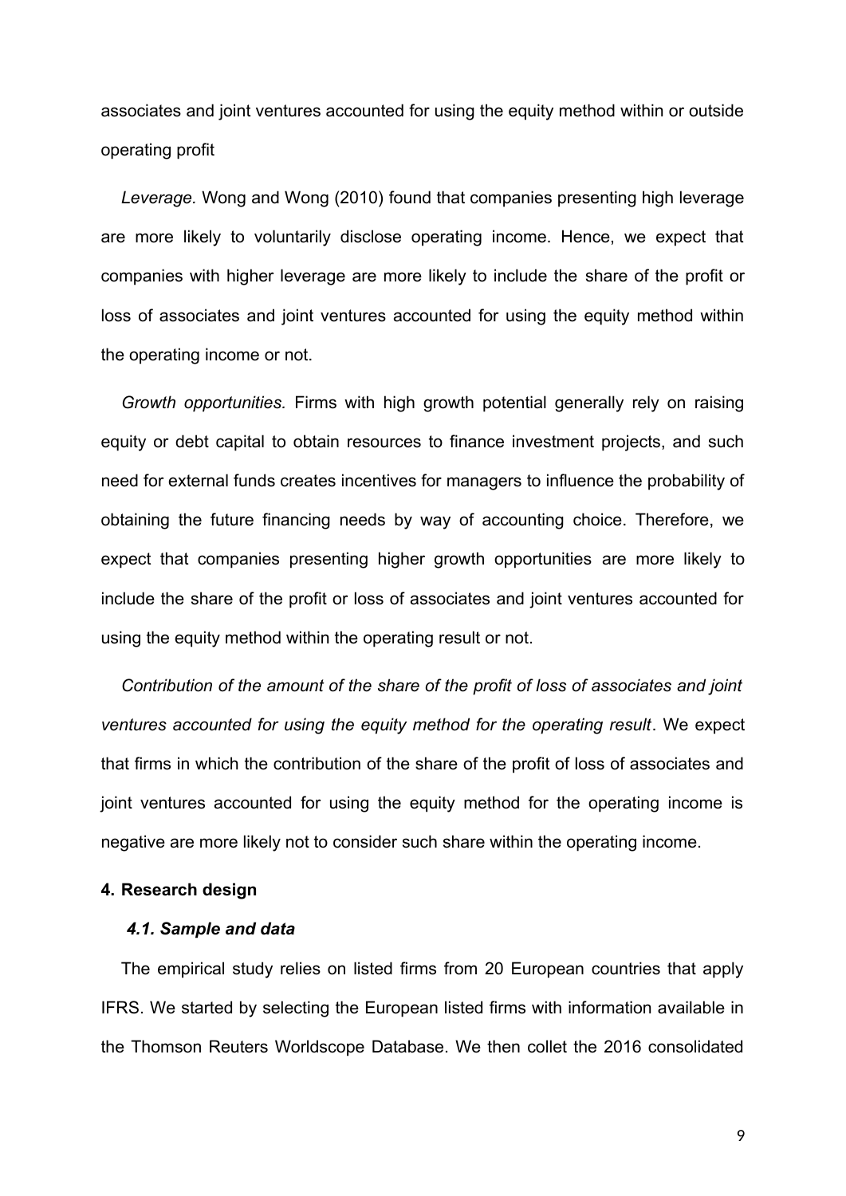associates and joint ventures accounted for using the equity method within or outside operating profit

*Leverage.* Wong and Wong (2010) found that companies presenting high leverage are more likely to voluntarily disclose operating income. Hence, we expect that companies with higher leverage are more likely to include the share of the profit or loss of associates and joint ventures accounted for using the equity method within the operating income or not.

*Growth opportunities.* Firms with high growth potential generally rely on raising equity or debt capital to obtain resources to finance investment projects, and such need for external funds creates incentives for managers to influence the probability of obtaining the future financing needs by way of accounting choice. Therefore, we expect that companies presenting higher growth opportunities are more likely to include the share of the profit or loss of associates and joint ventures accounted for using the equity method within the operating result or not.

*Contribution of the amount of the share of the profit of loss of associates and joint ventures accounted for using the equity method for the operating result*. We expect that firms in which the contribution of the share of the profit of loss of associates and joint ventures accounted for using the equity method for the operating income is negative are more likely not to consider such share within the operating income.

## 4. Research design

### *4.1. Sample and data*

The empirical study relies on listed firms from 20 European countries that apply IFRS. We started by selecting the European listed firms with information available in the Thomson Reuters Worldscope Database. We then collet the 2016 consolidated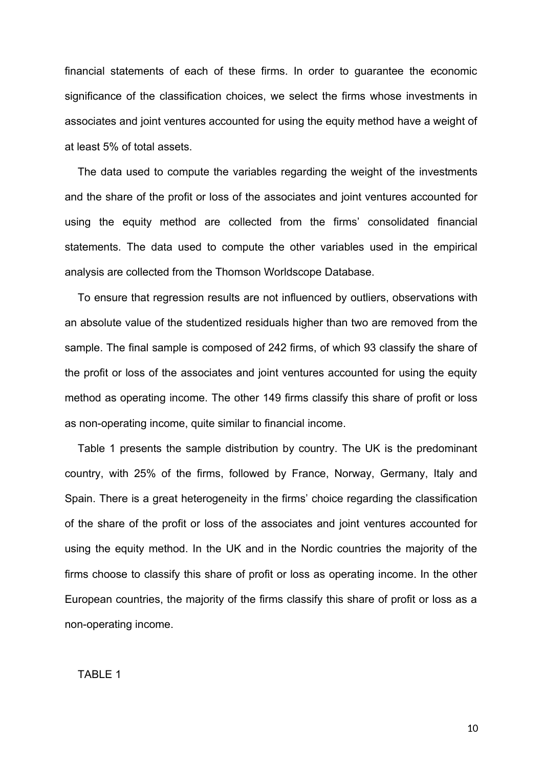financial statements of each of these firms. In order to guarantee the economic significance of the classification choices, we select the firms whose investments in associates and joint ventures accounted for using the equity method have a weight of at least 5% of total assets.

The data used to compute the variables regarding the weight of the investments and the share of the profit or loss of the associates and joint ventures accounted for using the equity method are collected from the firms' consolidated financial statements. The data used to compute the other variables used in the empirical analysis are collected from the Thomson Worldscope Database.

To ensure that regression results are not influenced by outliers, observations with an absolute value of the studentized residuals higher than two are removed from the sample. The final sample is composed of 242 firms, of which 93 classify the share of the profit or loss of the associates and joint ventures accounted for using the equity method as operating income. The other 149 firms classify this share of profit or loss as non-operating income, quite similar to financial income.

Table 1 presents the sample distribution by country. The UK is the predominant country, with 25% of the firms, followed by France, Norway, Germany, Italy and Spain. There is a great heterogeneity in the firms' choice regarding the classification of the share of the profit or loss of the associates and joint ventures accounted for using the equity method. In the UK and in the Nordic countries the majority of the firms choose to classify this share of profit or loss as operating income. In the other European countries, the majority of the firms classify this share of profit or loss as a non-operating income.

TABLE 1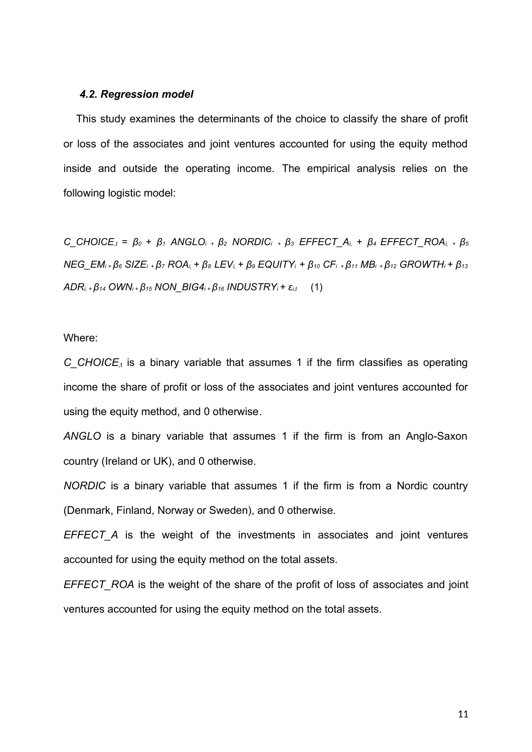### *4.2. Regression model*

This study examines the determinants of the choice to classify the share of profit or loss of the associates and joint ventures accounted for using the equity method inside and outside the operating income. The empirical analysis relies on the following logistic model:

$$C\_CHOICE_{,t} = \beta_0 + \beta_1\ ANGLO_i + \beta_2\ NORDIC_i + \beta_3\ EFFECT\_A_{i,} + \beta_4\ EFFECT\_ROA_{i,} + \beta_5\ NEG\_EM_i + \beta_6\ SIZE_i + \beta_7\ ROA_{i,} + \beta_8\ LEV_{i,} + \beta_9\ EQUITY_i + \beta_{10}\ CF_i + \beta_{11}\ MB_i + \beta_{12}\ GROWTH_i + \beta_{13}\ ADR_{i,} + \beta_{14}\ OWN_i + \beta_{15}\ NON\_BIG4_i + \beta_{16}\ INDUSTRY_i + \varepsilon_{i,t} \quad (1)$$

Where:

$C\_CHOICE_{,t}$ is a binary variable that assumes 1 if the firm classifies as operating income the share of profit or loss of the associates and joint ventures accounted for using the equity method, and 0 otherwise.

*ANGLO* is a binary variable that assumes 1 if the firm is from an Anglo-Saxon country (Ireland or UK), and 0 otherwise.

*NORDIC* is a binary variable that assumes 1 if the firm is from a Nordic country (Denmark, Finland, Norway or Sweden), and 0 otherwise.

*EFFECT_A* is the weight of the investments in associates and joint ventures accounted for using the equity method on the total assets.

*EFFECT_ROA* is the weight of the share of the profit of loss of associates and joint ventures accounted for using the equity method on the total assets.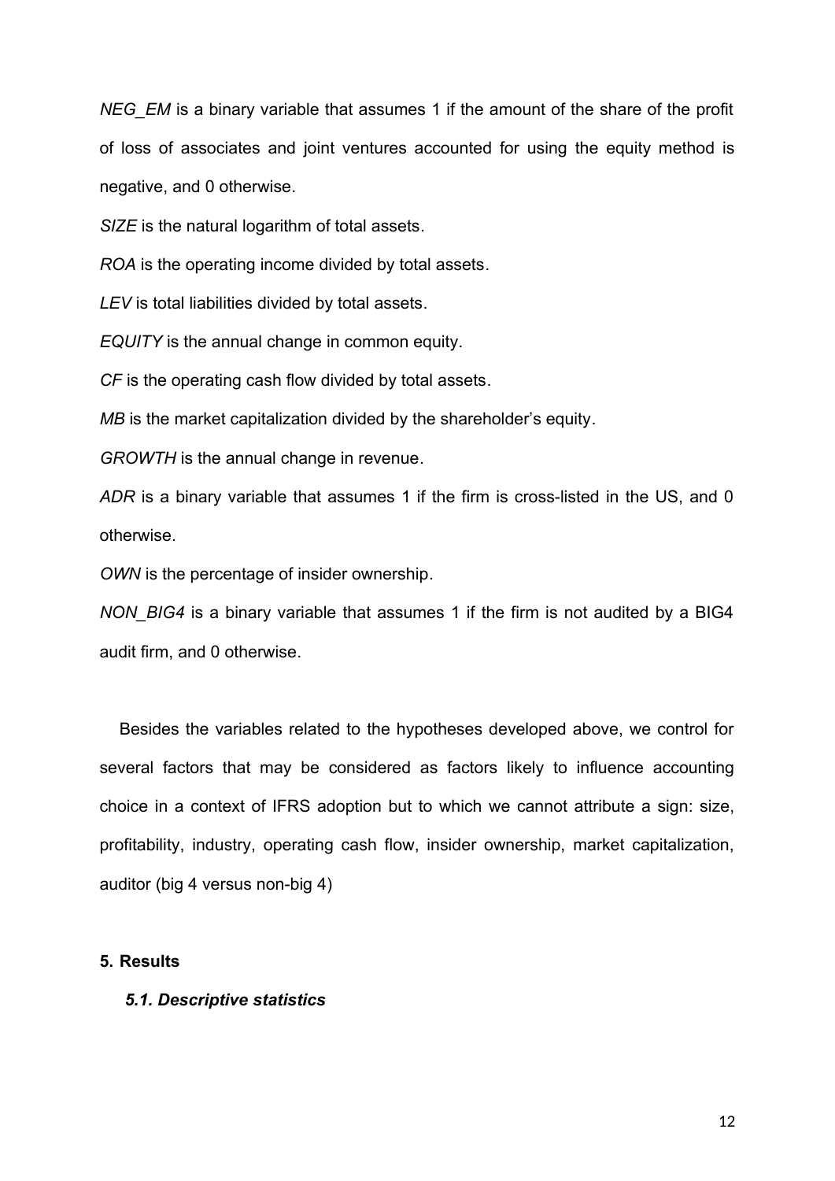*NEG_EM* is a binary variable that assumes 1 if the amount of the share of the profit of loss of associates and joint ventures accounted for using the equity method is negative, and 0 otherwise.

*SIZE* is the natural logarithm of total assets.

*ROA* is the operating income divided by total assets.

*LEV* is total liabilities divided by total assets.

*EQUITY* is the annual change in common equity.

*CF* is the operating cash flow divided by total assets.

*MB* is the market capitalization divided by the shareholder's equity.

*GROWTH* is the annual change in revenue.

*ADR* is a binary variable that assumes 1 if the firm is cross-listed in the US, and 0 otherwise.

*OWN* is the percentage of insider ownership.

*NON_BIG4* is a binary variable that assumes 1 if the firm is not audited by a BIG4 audit firm, and 0 otherwise.

Besides the variables related to the hypotheses developed above, we control for several factors that may be considered as factors likely to influence accounting choice in a context of IFRS adoption but to which we cannot attribute a sign: size, profitability, industry, operating cash flow, insider ownership, market capitalization, auditor (big 4 versus non-big 4)

## 5. Results

### *5.1. Descriptive statistics*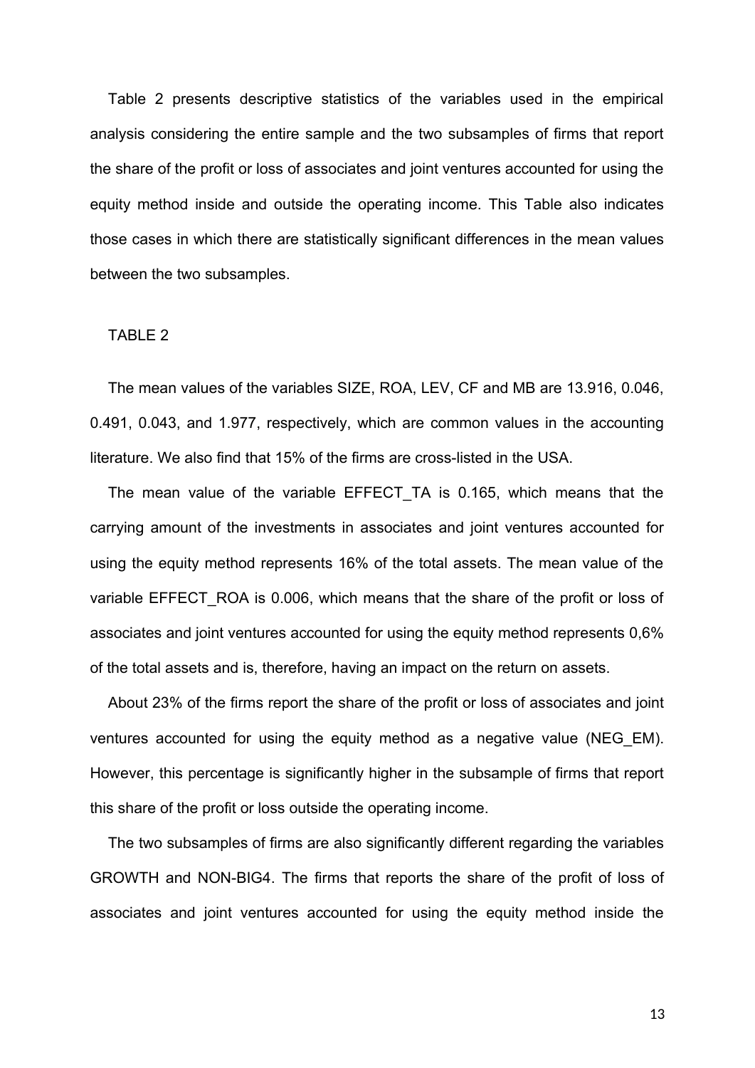Table 2 presents descriptive statistics of the variables used in the empirical analysis considering the entire sample and the two subsamples of firms that report the share of the profit or loss of associates and joint ventures accounted for using the equity method inside and outside the operating income. This Table also indicates those cases in which there are statistically significant differences in the mean values between the two subsamples.

TABLE 2

The mean values of the variables SIZE, ROA, LEV, CF and MB are 13.916, 0.046, 0.491, 0.043, and 1.977, respectively, which are common values in the accounting literature. We also find that 15% of the firms are cross-listed in the USA.

The mean value of the variable EFFECT_TA is 0.165, which means that the carrying amount of the investments in associates and joint ventures accounted for using the equity method represents 16% of the total assets. The mean value of the variable EFFECT_ROA is 0.006, which means that the share of the profit or loss of associates and joint ventures accounted for using the equity method represents 0,6% of the total assets and is, therefore, having an impact on the return on assets.

About 23% of the firms report the share of the profit or loss of associates and joint ventures accounted for using the equity method as a negative value (NEG_EM). However, this percentage is significantly higher in the subsample of firms that report this share of the profit or loss outside the operating income.

The two subsamples of firms are also significantly different regarding the variables GROWTH and NON-BIG4. The firms that reports the share of the profit of loss of associates and joint ventures accounted for using the equity method inside the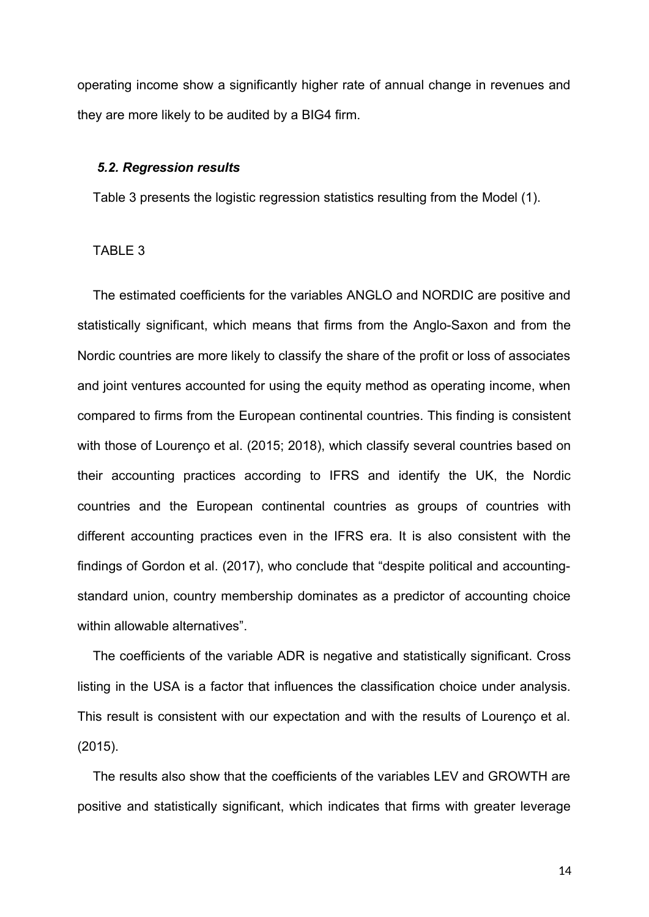operating income show a significantly higher rate of annual change in revenues and they are more likely to be audited by a BIG4 firm.

### *5.2. Regression results*

Table 3 presents the logistic regression statistics resulting from the Model (1).

TABLE 3

The estimated coefficients for the variables ANGLO and NORDIC are positive and statistically significant, which means that firms from the Anglo-Saxon and from the Nordic countries are more likely to classify the share of the profit or loss of associates and joint ventures accounted for using the equity method as operating income, when compared to firms from the European continental countries. This finding is consistent with those of Lourenço et al. (2015; 2018), which classify several countries based on their accounting practices according to IFRS and identify the UK, the Nordic countries and the European continental countries as groups of countries with different accounting practices even in the IFRS era. It is also consistent with the findings of Gordon et al. (2017), who conclude that "despite political and accounting-standard union, country membership dominates as a predictor of accounting choice within allowable alternatives".

The coefficients of the variable ADR is negative and statistically significant. Cross listing in the USA is a factor that influences the classification choice under analysis. This result is consistent with our expectation and with the results of Lourenço et al. (2015).

The results also show that the coefficients of the variables LEV and GROWTH are positive and statistically significant, which indicates that firms with greater leverage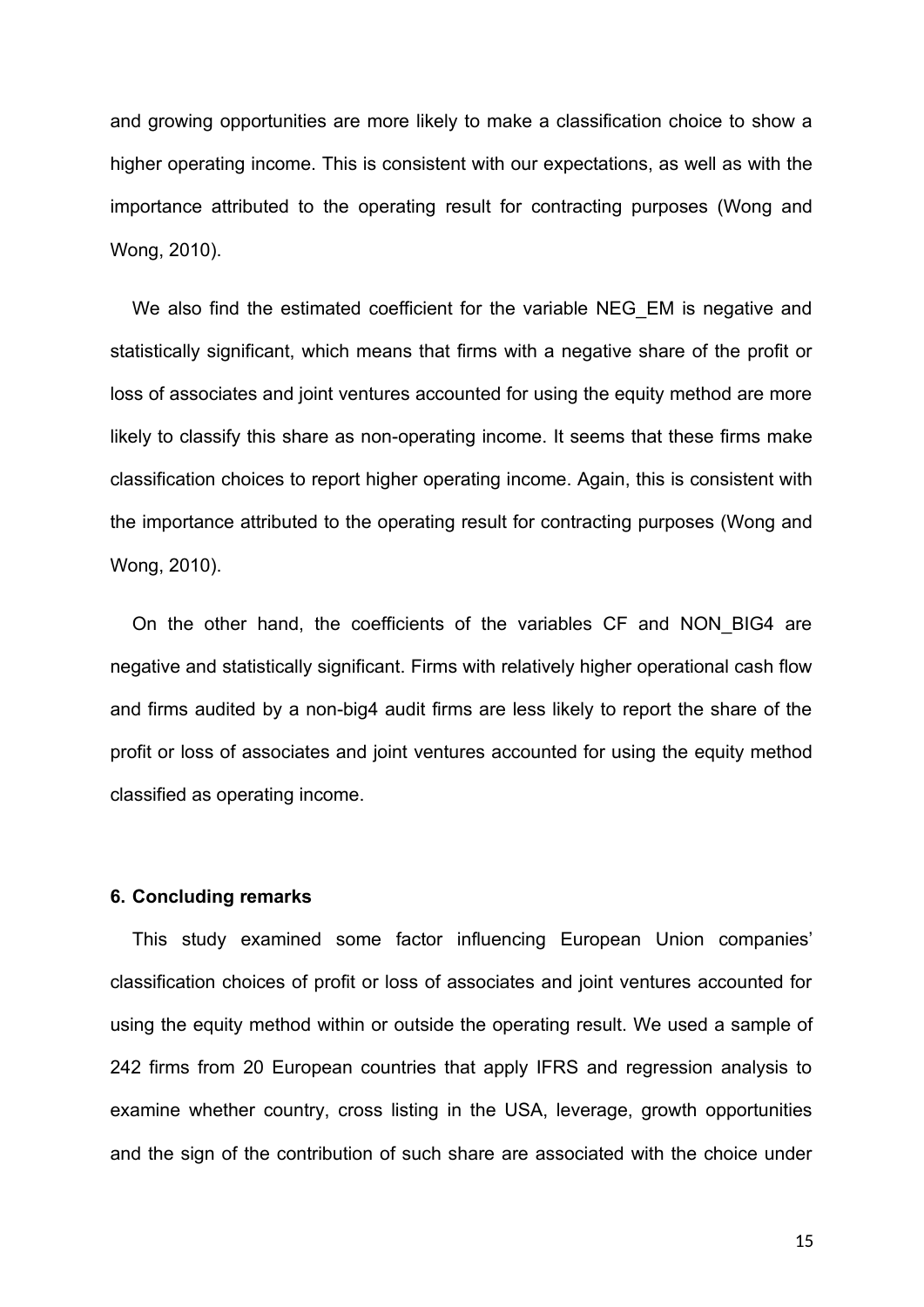and growing opportunities are more likely to make a classification choice to show a higher operating income. This is consistent with our expectations, as well as with the importance attributed to the operating result for contracting purposes (Wong and Wong, 2010).

We also find the estimated coefficient for the variable NEG_EM is negative and statistically significant, which means that firms with a negative share of the profit or loss of associates and joint ventures accounted for using the equity method are more likely to classify this share as non-operating income. It seems that these firms make classification choices to report higher operating income. Again, this is consistent with the importance attributed to the operating result for contracting purposes (Wong and Wong, 2010).

On the other hand, the coefficients of the variables CF and NON_BIG4 are negative and statistically significant. Firms with relatively higher operational cash flow and firms audited by a non-big4 audit firms are less likely to report the share of the profit or loss of associates and joint ventures accounted for using the equity method classified as operating income.

## 6. Concluding remarks

This study examined some factor influencing European Union companies' classification choices of profit or loss of associates and joint ventures accounted for using the equity method within or outside the operating result. We used a sample of 242 firms from 20 European countries that apply IFRS and regression analysis to examine whether country, cross listing in the USA, leverage, growth opportunities and the sign of the contribution of such share are associated with the choice under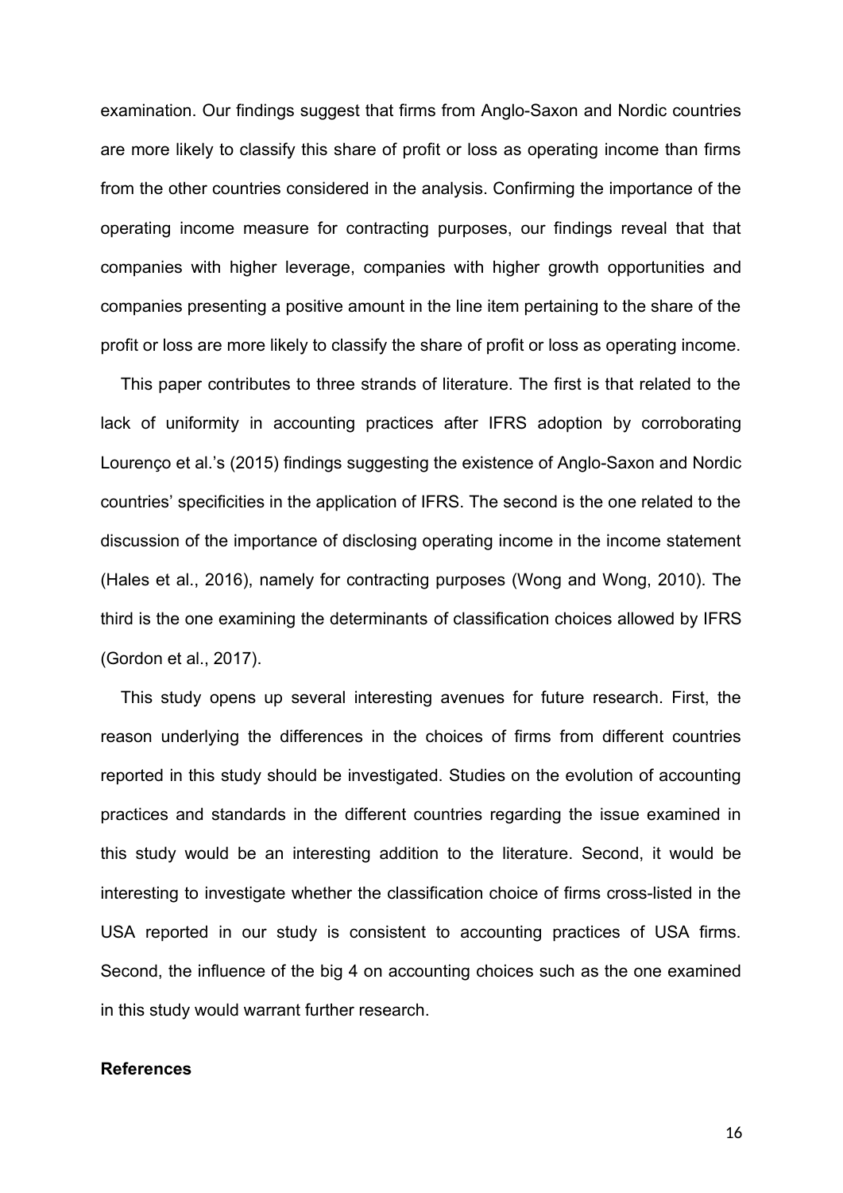examination. Our findings suggest that firms from Anglo-Saxon and Nordic countries are more likely to classify this share of profit or loss as operating income than firms from the other countries considered in the analysis. Confirming the importance of the operating income measure for contracting purposes, our findings reveal that that companies with higher leverage, companies with higher growth opportunities and companies presenting a positive amount in the line item pertaining to the share of the profit or loss are more likely to classify the share of profit or loss as operating income.

This paper contributes to three strands of literature. The first is that related to the lack of uniformity in accounting practices after IFRS adoption by corroborating Lourenço et al.'s (2015) findings suggesting the existence of Anglo-Saxon and Nordic countries' specificities in the application of IFRS. The second is the one related to the discussion of the importance of disclosing operating income in the income statement (Hales et al., 2016), namely for contracting purposes (Wong and Wong, 2010). The third is the one examining the determinants of classification choices allowed by IFRS (Gordon et al., 2017).

This study opens up several interesting avenues for future research. First, the reason underlying the differences in the choices of firms from different countries reported in this study should be investigated. Studies on the evolution of accounting practices and standards in the different countries regarding the issue examined in this study would be an interesting addition to the literature. Second, it would be interesting to investigate whether the classification choice of firms cross-listed in the USA reported in our study is consistent to accounting practices of USA firms. Second, the influence of the big 4 on accounting choices such as the one examined in this study would warrant further research.

**References**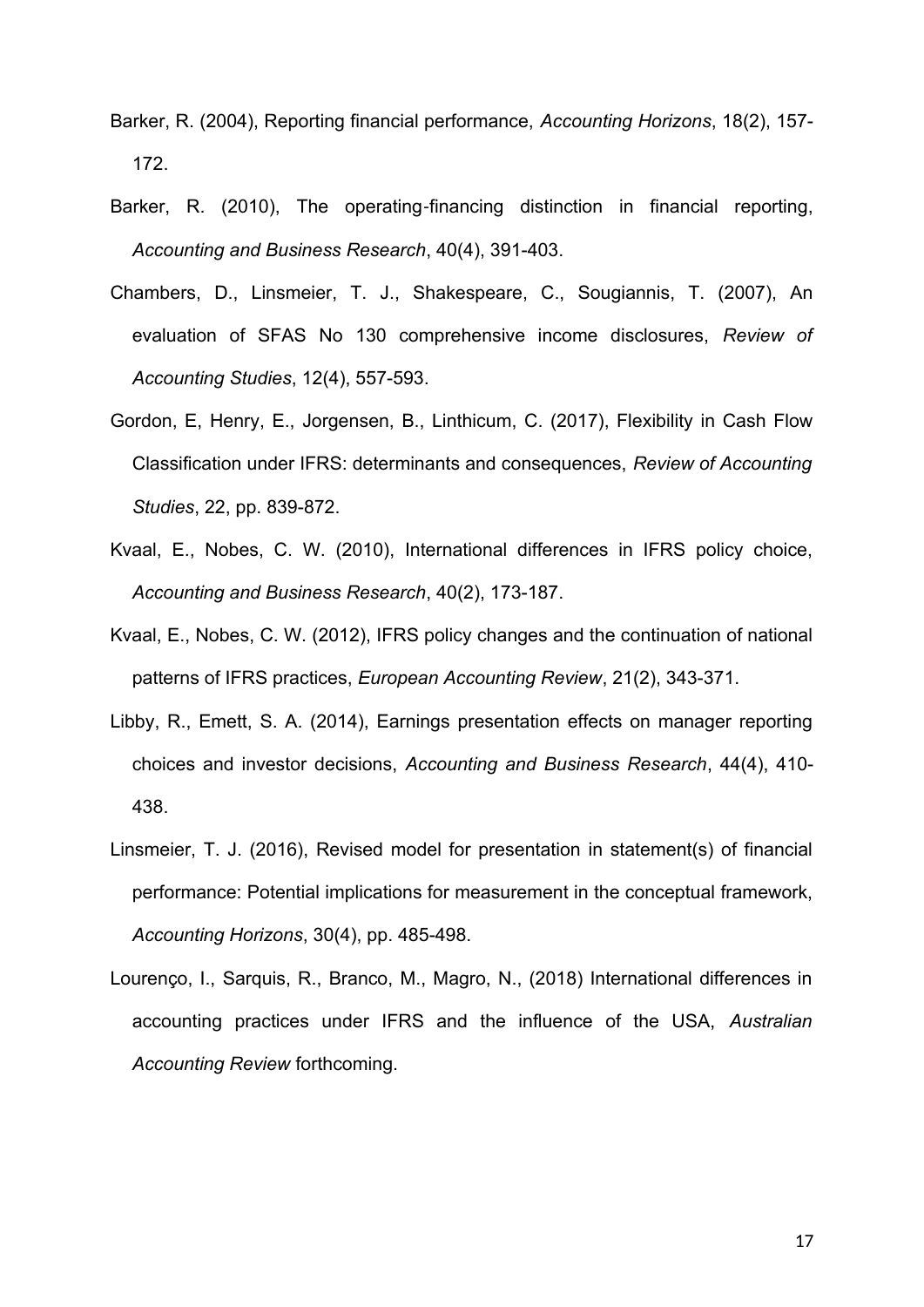Barker, R. (2004), Reporting financial performance, *Accounting Horizons*, 18(2), 157-172.

Barker, R. (2010), The operating-financing distinction in financial reporting, *Accounting and Business Research*, 40(4), 391-403.

Chambers, D., Linsmeier, T. J., Shakespeare, C., Sougiannis, T. (2007), An evaluation of SFAS No 130 comprehensive income disclosures, *Review of Accounting Studies*, 12(4), 557-593.

Gordon, E, Henry, E., Jorgensen, B., Linthicum, C. (2017), Flexibility in Cash Flow Classification under IFRS: determinants and consequences, *Review of Accounting Studies*, 22, pp. 839-872.

Kvaal, E., Nobes, C. W. (2010), International differences in IFRS policy choice, *Accounting and Business Research*, 40(2), 173-187.

Kvaal, E., Nobes, C. W. (2012), IFRS policy changes and the continuation of national patterns of IFRS practices, *European Accounting Review*, 21(2), 343-371.

Libby, R., Emett, S. A. (2014), Earnings presentation effects on manager reporting choices and investor decisions, *Accounting and Business Research*, 44(4), 410-438.

Linsmeier, T. J. (2016), Revised model for presentation in statement(s) of financial performance: Potential implications for measurement in the conceptual framework, *Accounting Horizons*, 30(4), pp. 485-498.

Lourenço, I., Sarquis, R., Branco, M., Magro, N., (2018) International differences in accounting practices under IFRS and the influence of the USA, *Australian Accounting Review* forthcoming.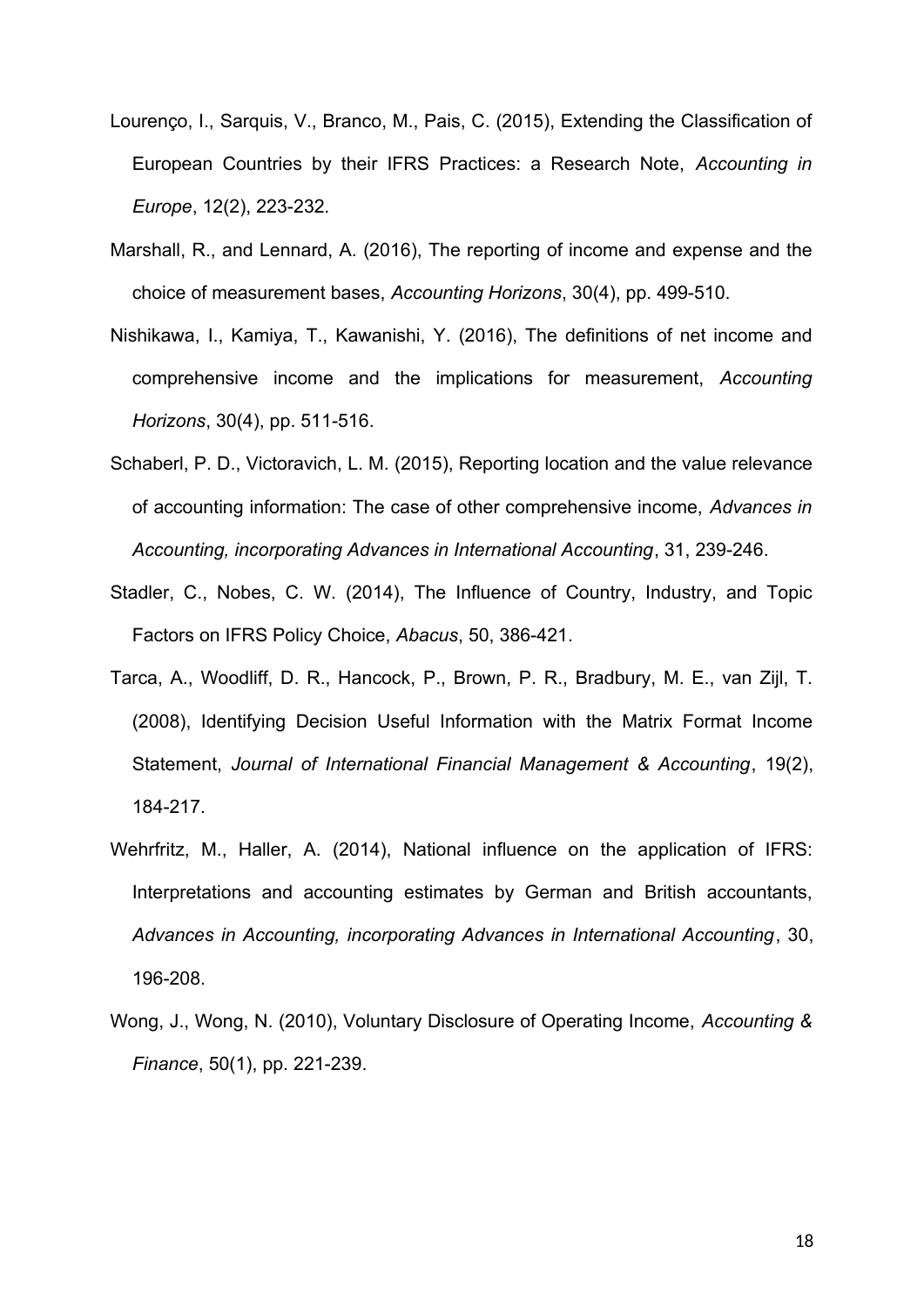Lourenço, I., Sarquis, V., Branco, M., Pais, C. (2015), Extending the Classification of European Countries by their IFRS Practices: a Research Note, *Accounting in Europe*, 12(2), 223-232.

Marshall, R., and Lennard, A. (2016), The reporting of income and expense and the choice of measurement bases, *Accounting Horizons*, 30(4), pp. 499-510.

Nishikawa, I., Kamiya, T., Kawanishi, Y. (2016), The definitions of net income and comprehensive income and the implications for measurement, *Accounting Horizons*, 30(4), pp. 511-516.

Schaberl, P. D., Victoravich, L. M. (2015), Reporting location and the value relevance of accounting information: The case of other comprehensive income, *Advances in Accounting, incorporating Advances in International Accounting*, 31, 239-246.

Stadler, C., Nobes, C. W. (2014), The Influence of Country, Industry, and Topic Factors on IFRS Policy Choice, *Abacus*, 50, 386-421.

Tarca, A., Woodliff, D. R., Hancock, P., Brown, P. R., Bradbury, M. E., van Zijl, T. (2008), Identifying Decision Useful Information with the Matrix Format Income Statement, *Journal of International Financial Management & Accounting*, 19(2), 184-217.

Wehrfritz, M., Haller, A. (2014), National influence on the application of IFRS: Interpretations and accounting estimates by German and British accountants, *Advances in Accounting, incorporating Advances in International Accounting*, 30, 196-208.

Wong, J., Wong, N. (2010), Voluntary Disclosure of Operating Income, *Accounting & Finance*, 50(1), pp. 221-239.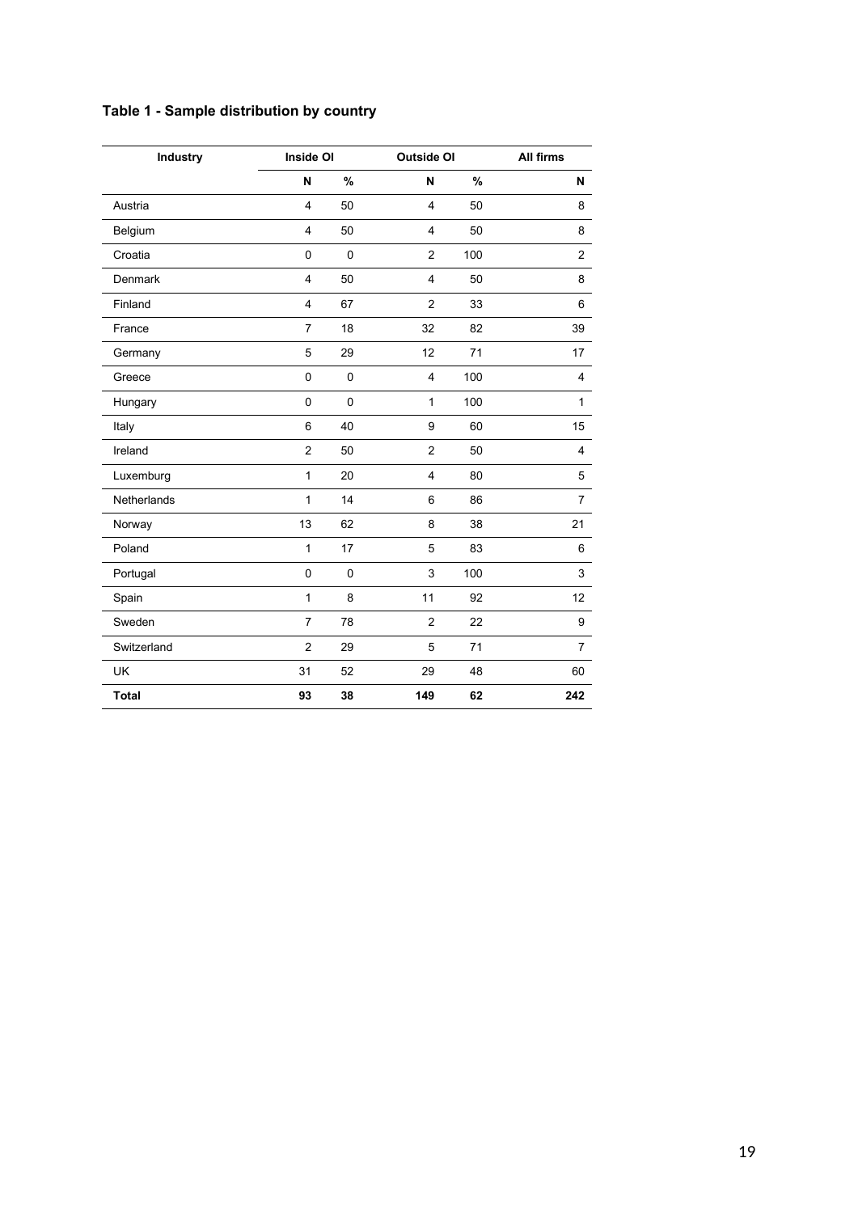**Table 1 - Sample distribution by country**

| Industry | Inside OI | | Outside OI | | All firms |
|---|---|---|---|---|---|
| | N | % | N | % | N |
| Austria | 4 | 50 | 4 | 50 | 8 |
| Belgium | 4 | 50 | 4 | 50 | 8 |
| Croatia | 0 | 0 | 2 | 100 | 2 |
| Denmark | 4 | 50 | 4 | 50 | 8 |
| Finland | 4 | 67 | 2 | 33 | 6 |
| France | 7 | 18 | 32 | 82 | 39 |
| Germany | 5 | 29 | 12 | 71 | 17 |
| Greece | 0 | 0 | 4 | 100 | 4 |
| Hungary | 0 | 0 | 1 | 100 | 1 |
| Italy | 6 | 40 | 9 | 60 | 15 |
| Ireland | 2 | 50 | 2 | 50 | 4 |
| Luxemburg | 1 | 20 | 4 | 80 | 5 |
| Netherlands | 1 | 14 | 6 | 86 | 7 |
| Norway | 13 | 62 | 8 | 38 | 21 |
| Poland | 1 | 17 | 5 | 83 | 6 |
| Portugal | 0 | 0 | 3 | 100 | 3 |
| Spain | 1 | 8 | 11 | 92 | 12 |
| Sweden | 7 | 78 | 2 | 22 | 9 |
| Switzerland | 2 | 29 | 5 | 71 | 7 |
| UK | 31 | 52 | 29 | 48 | 60 |
| **Total** | **93** | **38** | **149** | **62** | **242** |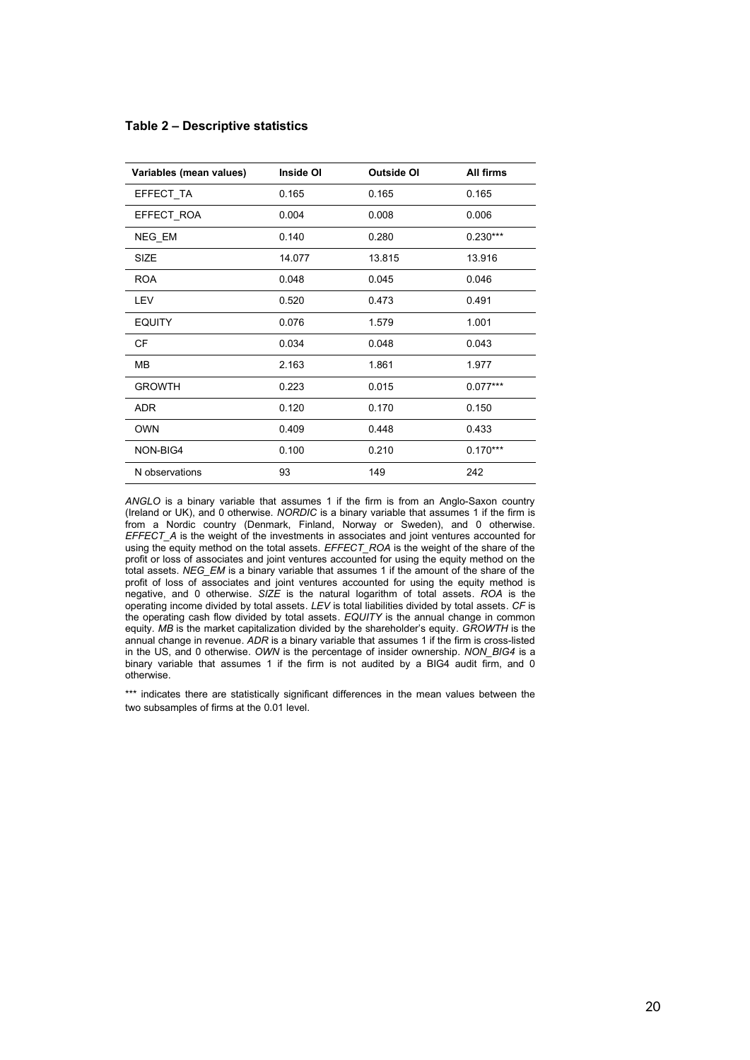**Table 2 – Descriptive statistics**

| Variables (mean values) | Inside OI | Outside OI | All firms |
|---|---|---|---|
| EFFECT_TA | 0.165 | 0.165 | 0.165 |
| EFFECT_ROA | 0.004 | 0.008 | 0.006 |
| NEG_EM | 0.140 | 0.280 | 0.230*** |
| SIZE | 14.077 | 13.815 | 13.916 |
| ROA | 0.048 | 0.045 | 0.046 |
| LEV | 0.520 | 0.473 | 0.491 |
| EQUITY | 0.076 | 1.579 | 1.001 |
| CF | 0.034 | 0.048 | 0.043 |
| MB | 2.163 | 1.861 | 1.977 |
| GROWTH | 0.223 | 0.015 | 0.077*** |
| ADR | 0.120 | 0.170 | 0.150 |
| OWN | 0.409 | 0.448 | 0.433 |
| NON-BIG4 | 0.100 | 0.210 | 0.170*** |
| N observations | 93 | 149 | 242 |

*ANGLO* is a binary variable that assumes 1 if the firm is from an Anglo-Saxon country (Ireland or UK), and 0 otherwise. *NORDIC* is a binary variable that assumes 1 if the firm is from a Nordic country (Denmark, Finland, Norway or Sweden), and 0 otherwise. *EFFECT_A* is the weight of the investments in associates and joint ventures accounted for using the equity method on the total assets. *EFFECT_ROA* is the weight of the share of the profit or loss of associates and joint ventures accounted for using the equity method on the total assets. *NEG_EM* is a binary variable that assumes 1 if the amount of the share of the profit of loss of associates and joint ventures accounted for using the equity method is negative, and 0 otherwise. *SIZE* is the natural logarithm of total assets. *ROA* is the operating income divided by total assets. *LEV* is total liabilities divided by total assets. *CF* is the operating cash flow divided by total assets. *EQUITY* is the annual change in common equity. *MB* is the market capitalization divided by the shareholder's equity. *GROWTH* is the annual change in revenue. *ADR* is a binary variable that assumes 1 if the firm is cross-listed in the US, and 0 otherwise. *OWN* is the percentage of insider ownership. *NON_BIG4* is a binary variable that assumes 1 if the firm is not audited by a BIG4 audit firm, and 0 otherwise.

*** indicates there are statistically significant differences in the mean values between the two subsamples of firms at the 0.01 level.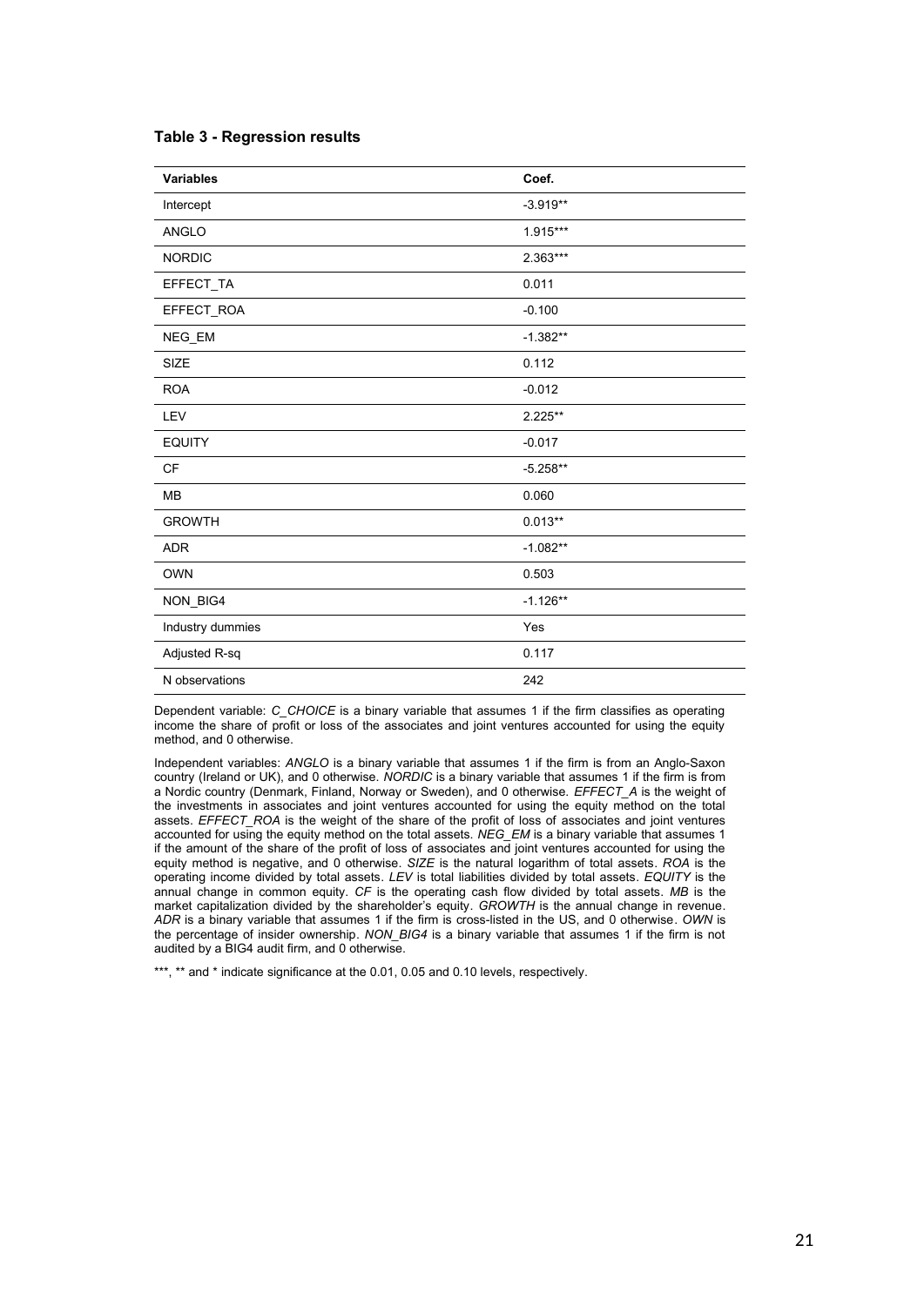**Table 3 - Regression results**

| Variables | Coef. |
|---|---|
| Intercept | -3.919** |
| ANGLO | 1.915*** |
| NORDIC | 2.363*** |
| EFFECT_TA | 0.011 |
| EFFECT_ROA | -0.100 |
| NEG_EM | -1.382** |
| SIZE | 0.112 |
| ROA | -0.012 |
| LEV | 2.225** |
| EQUITY | -0.017 |
| CF | -5.258** |
| MB | 0.060 |
| GROWTH | 0.013** |
| ADR | -1.082** |
| OWN | 0.503 |
| NON_BIG4 | -1.126** |
| Industry dummies | Yes |
| Adjusted R-sq | 0.117 |
| N observations | 242 |

Dependent variable: *C_CHOICE* is a binary variable that assumes 1 if the firm classifies as operating income the share of profit or loss of the associates and joint ventures accounted for using the equity method, and 0 otherwise.

Independent variables: *ANGLO* is a binary variable that assumes 1 if the firm is from an Anglo-Saxon country (Ireland or UK), and 0 otherwise. *NORDIC* is a binary variable that assumes 1 if the firm is from a Nordic country (Denmark, Finland, Norway or Sweden), and 0 otherwise. *EFFECT_A* is the weight of the investments in associates and joint ventures accounted for using the equity method on the total assets. *EFFECT_ROA* is the weight of the share of the profit of loss of associates and joint ventures accounted for using the equity method on the total assets. *NEG_EM* is a binary variable that assumes 1 if the amount of the share of the profit of loss of associates and joint ventures accounted for using the equity method is negative, and 0 otherwise. *SIZE* is the natural logarithm of total assets. *ROA* is the operating income divided by total assets. *LEV* is total liabilities divided by total assets. *EQUITY* is the annual change in common equity. *CF* is the operating cash flow divided by total assets. *MB* is the market capitalization divided by the shareholder's equity. *GROWTH* is the annual change in revenue. *ADR* is a binary variable that assumes 1 if the firm is cross-listed in the US, and 0 otherwise. *OWN* is the percentage of insider ownership. *NON_BIG4* is a binary variable that assumes 1 if the firm is not audited by a BIG4 audit firm, and 0 otherwise.

***, ** and * indicate significance at the 0.01, 0.05 and 0.10 levels, respectively.